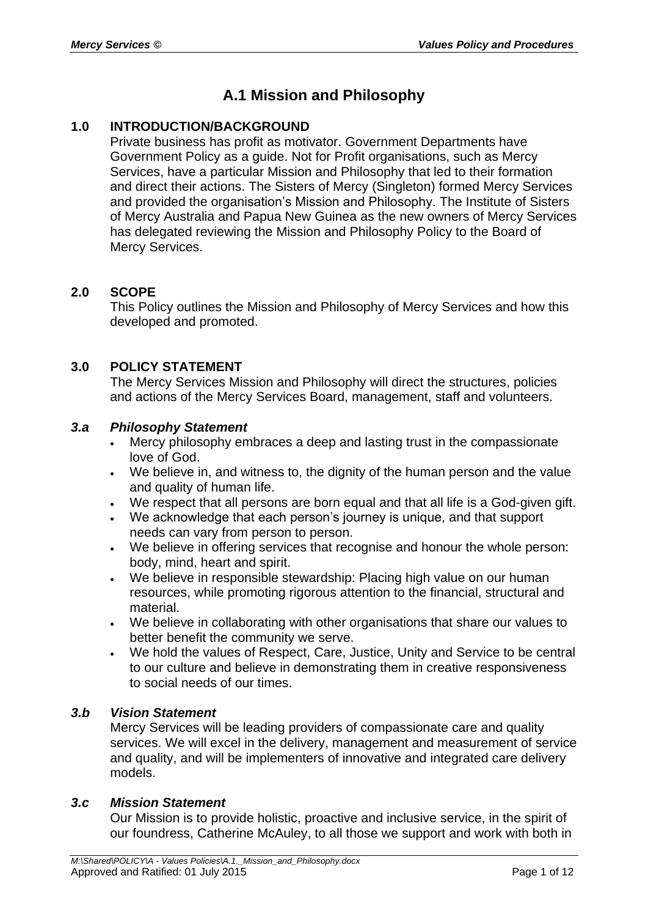# A.1 Mission and Philosophy

## 1.0 INTRODUCTION/BACKGROUND

Private business has profit as motivator. Government Departments have Government Policy as a guide. Not for Profit organisations, such as Mercy Services, have a particular Mission and Philosophy that led to their formation and direct their actions. The Sisters of Mercy (Singleton) formed Mercy Services and provided the organisation's Mission and Philosophy. The Institute of Sisters of Mercy Australia and Papua New Guinea as the new owners of Mercy Services has delegated reviewing the Mission and Philosophy Policy to the Board of Mercy Services.

## 2.0 SCOPE

This Policy outlines the Mission and Philosophy of Mercy Services and how this developed and promoted.

## 3.0 POLICY STATEMENT

The Mercy Services Mission and Philosophy will direct the structures, policies and actions of the Mercy Services Board, management, staff and volunteers.

### *3.a Philosophy Statement*

- Mercy philosophy embraces a deep and lasting trust in the compassionate love of God.
- We believe in, and witness to, the dignity of the human person and the value and quality of human life.
- We respect that all persons are born equal and that all life is a God-given gift.
- We acknowledge that each person's journey is unique, and that support needs can vary from person to person.
- We believe in offering services that recognise and honour the whole person: body, mind, heart and spirit.
- We believe in responsible stewardship: Placing high value on our human resources, while promoting rigorous attention to the financial, structural and material.
- We believe in collaborating with other organisations that share our values to better benefit the community we serve.
- We hold the values of Respect, Care, Justice, Unity and Service to be central to our culture and believe in demonstrating them in creative responsiveness to social needs of our times.

### *3.b Vision Statement*

Mercy Services will be leading providers of compassionate care and quality services. We will excel in the delivery, management and measurement of service and quality, and will be implementers of innovative and integrated care delivery models.

### *3.c Mission Statement*

Our Mission is to provide holistic, proactive and inclusive service, in the spirit of our foundress, Catherine McAuley, to all those we support and work with both in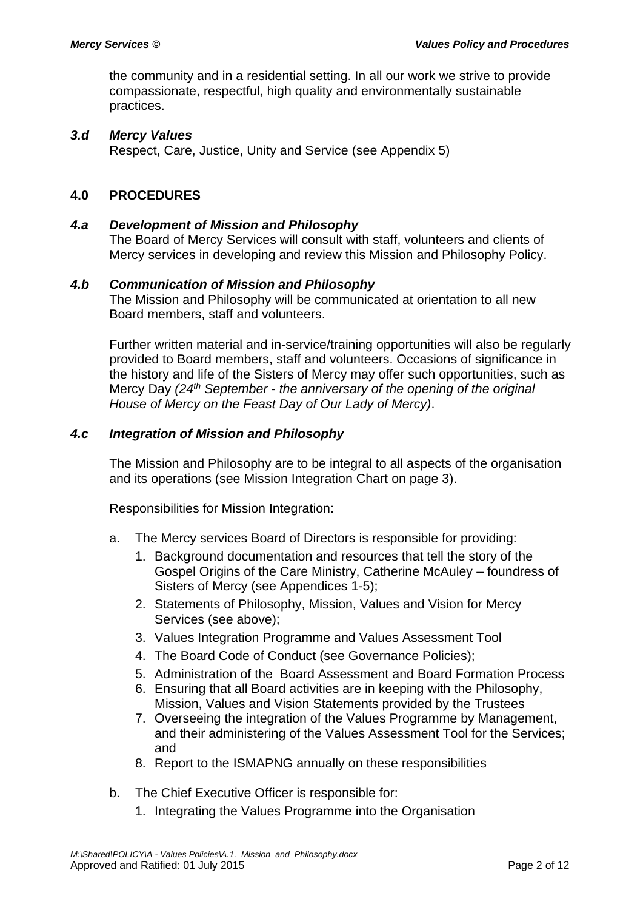the community and in a residential setting. In all our work we strive to provide compassionate, respectful, high quality and environmentally sustainable practices.

### *3.d Mercy Values*

Respect, Care, Justice, Unity and Service (see Appendix 5)

## 4.0 PROCEDURES

### *4.a Development of Mission and Philosophy*

The Board of Mercy Services will consult with staff, volunteers and clients of Mercy services in developing and review this Mission and Philosophy Policy.

### *4.b Communication of Mission and Philosophy*

The Mission and Philosophy will be communicated at orientation to all new Board members, staff and volunteers.

Further written material and in-service/training opportunities will also be regularly provided to Board members, staff and volunteers. Occasions of significance in the history and life of the Sisters of Mercy may offer such opportunities, such as Mercy Day *(24th September - the anniversary of the opening of the original House of Mercy on the Feast Day of Our Lady of Mercy)*.

### *4.c Integration of Mission and Philosophy*

The Mission and Philosophy are to be integral to all aspects of the organisation and its operations (see Mission Integration Chart on page 3).

Responsibilities for Mission Integration:

a. The Mercy services Board of Directors is responsible for providing:
   1. Background documentation and resources that tell the story of the Gospel Origins of the Care Ministry, Catherine McAuley – foundress of Sisters of Mercy (see Appendices 1-5);
   2. Statements of Philosophy, Mission, Values and Vision for Mercy Services (see above);
   3. Values Integration Programme and Values Assessment Tool
   4. The Board Code of Conduct (see Governance Policies);
   5. Administration of the Board Assessment and Board Formation Process
   6. Ensuring that all Board activities are in keeping with the Philosophy, Mission, Values and Vision Statements provided by the Trustees
   7. Overseeing the integration of the Values Programme by Management, and their administering of the Values Assessment Tool for the Services; and
   8. Report to the ISMAPNG annually on these responsibilities

b. The Chief Executive Officer is responsible for:
   1. Integrating the Values Programme into the Organisation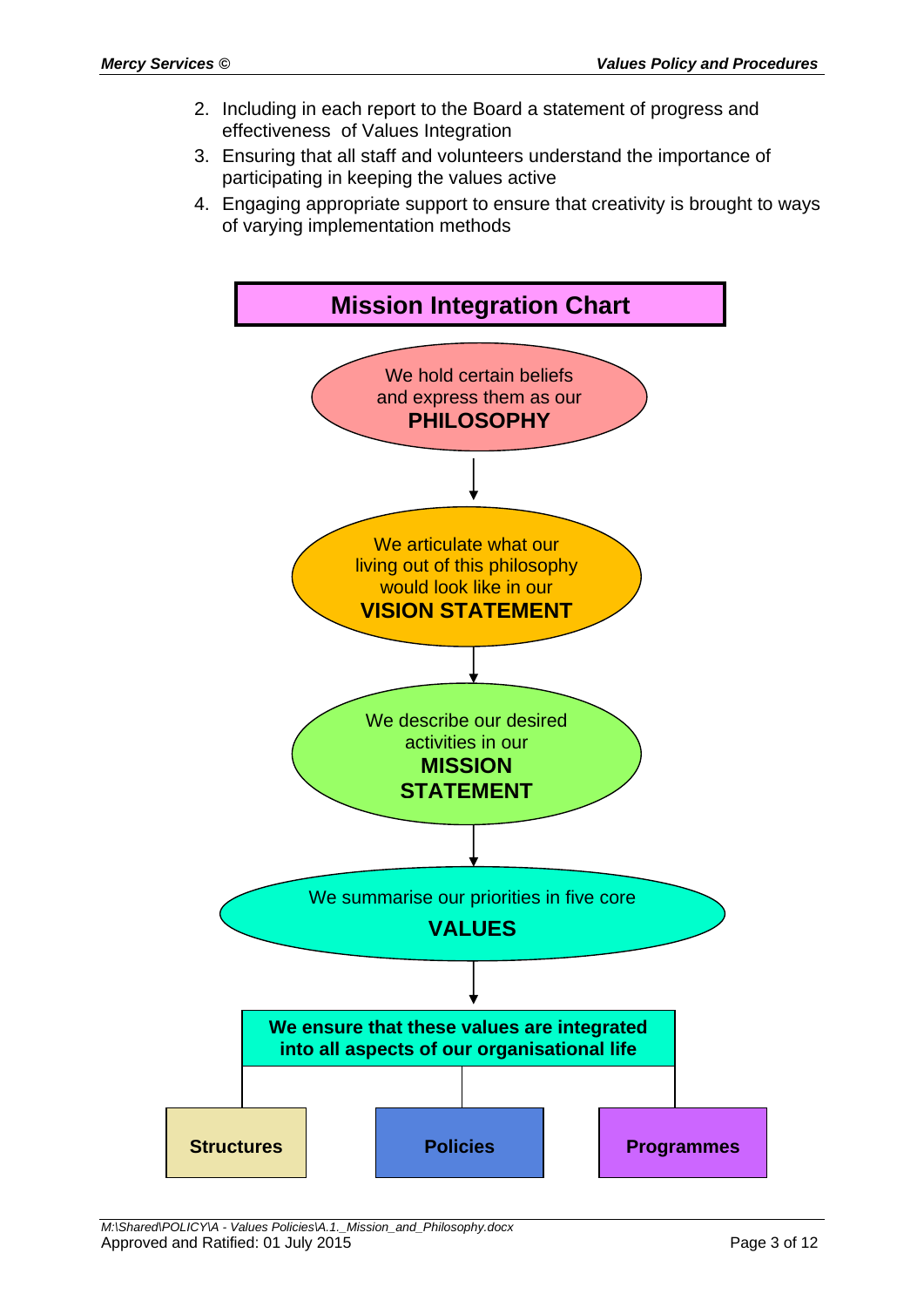2. Including in each report to the Board a statement of progress and effectiveness of Values Integration
3. Ensuring that all staff and volunteers understand the importance of participating in keeping the values active
4. Engaging appropriate support to ensure that creativity is brought to ways of varying implementation methods

## Mission Integration Chart

We hold certain beliefs and express them as our **PHILOSOPHY**

↓

We articulate what our living out of this philosophy would look like in our **VISION STATEMENT**

↓

We describe our desired activities in our **MISSION STATEMENT**

↓

We summarise our priorities in five core **VALUES**

↓

**We ensure that these values are integrated into all aspects of our organisational life**

- **Structures**
- **Policies**
- **Programmes**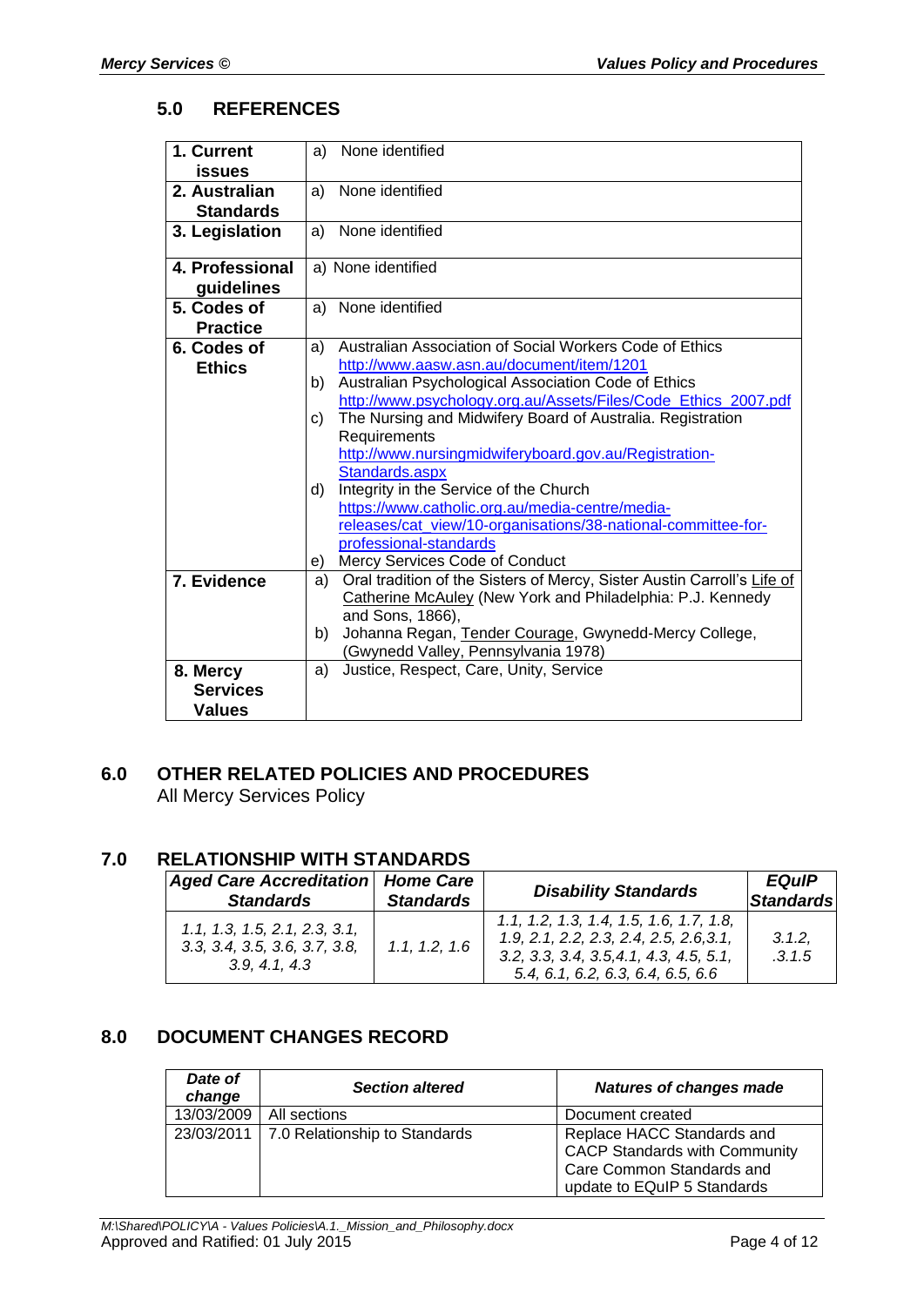## 5.0 REFERENCES

| | |
|---|---|
| **1. Current issues** | a) None identified |
| **2. Australian Standards** | a) None identified |
| **3. Legislation** | a) None identified |
| **4. Professional guidelines** | a) None identified |
| **5. Codes of Practice** | a) None identified |
| **6. Codes of Ethics** | a) Australian Association of Social Workers Code of Ethics http://www.aasw.asn.au/document/item/1201<br>b) Australian Psychological Association Code of Ethics http://www.psychology.org.au/Assets/Files/Code_Ethics_2007.pdf<br>c) The Nursing and Midwifery Board of Australia. Registration Requirements http://www.nursingmidwiferyboard.gov.au/Registration-Standards.aspx<br>d) Integrity in the Service of the Church https://www.catholic.org.au/media-centre/media-releases/cat_view/10-organisations/38-national-committee-for-professional-standards<br>e) Mercy Services Code of Conduct |
| **7. Evidence** | a) Oral tradition of the Sisters of Mercy, Sister Austin Carroll's Life of Catherine McAuley (New York and Philadelphia: P.J. Kennedy and Sons, 1866),<br>b) Johanna Regan, Tender Courage, Gwynedd-Mercy College, (Gwynedd Valley, Pennsylvania 1978) |
| **8. Mercy Services Values** | a) Justice, Respect, Care, Unity, Service |

## 6.0 OTHER RELATED POLICIES AND PROCEDURES

All Mercy Services Policy

## 7.0 RELATIONSHIP WITH STANDARDS

| *Aged Care Accreditation Standards* | *Home Care Standards* | *Disability Standards* | *EQuIP Standards* |
|---|---|---|---|
| *1.1, 1.3, 1.5, 2.1, 2.3, 3.1, 3.3, 3.4, 3.5, 3.6, 3.7, 3.8, 3.9, 4.1, 4.3* | *1.1, 1.2, 1.6* | *1.1, 1.2, 1.3, 1.4, 1.5, 1.6, 1.7, 1.8, 1.9, 2.1, 2.2, 2.3, 2.4, 2.5, 2.6,3.1, 3.2, 3.3, 3.4, 3.5,4.1, 4.3, 4.5, 5.1, 5.4, 6.1, 6.2, 6.3, 6.4, 6.5, 6.6* | *3.1.2, .3.1.5* |

## 8.0 DOCUMENT CHANGES RECORD

| *Date of change* | *Section altered* | *Natures of changes made* |
|---|---|---|
| 13/03/2009 | All sections | Document created |
| 23/03/2011 | 7.0 Relationship to Standards | Replace HACC Standards and CACP Standards with Community Care Common Standards and update to EQuIP 5 Standards |

M:\Shared\POLICY\A - Values Policies\A.1._Mission_and_Philosophy.docx
Approved and Ratified: 01 July 2015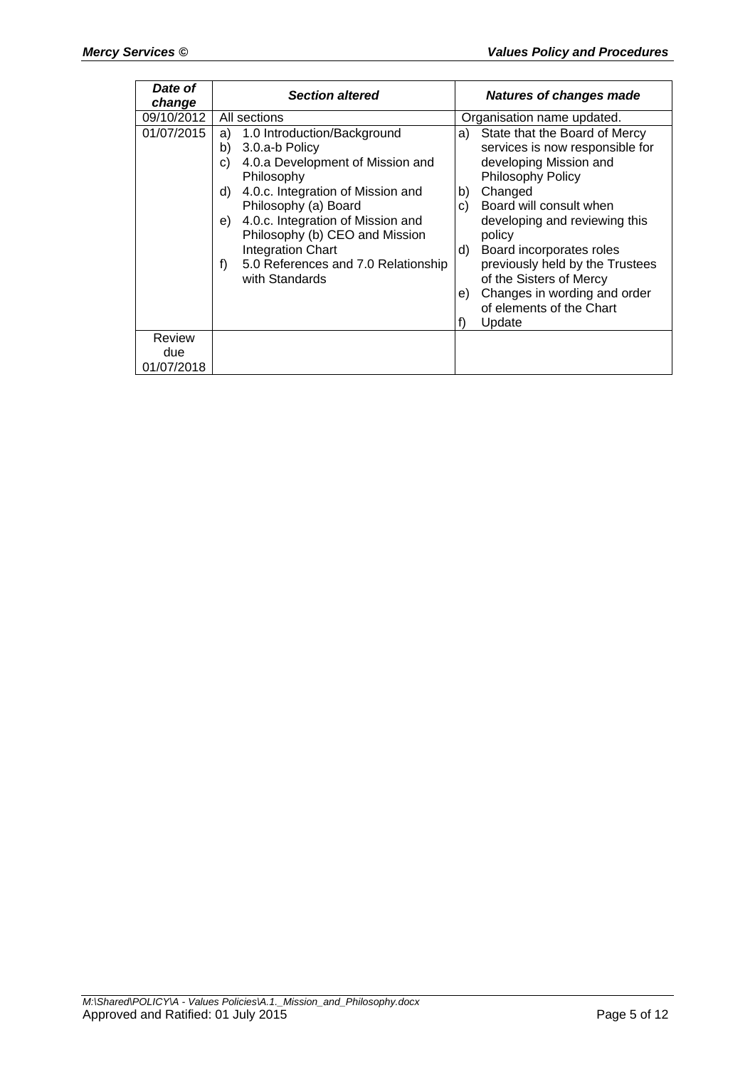| *Date of change* | *Section altered* | *Natures of changes made* |
|---|---|---|
| 09/10/2012 | All sections | Organisation name updated. |
| 01/07/2015 | a) 1.0 Introduction/Background<br>b) 3.0.a-b Policy<br>c) 4.0.a Development of Mission and Philosophy<br>d) 4.0.c. Integration of Mission and Philosophy (a) Board<br>e) 4.0.c. Integration of Mission and Philosophy (b) CEO and Mission Integration Chart<br>f) 5.0 References and 7.0 Relationship with Standards | a) State that the Board of Mercy services is now responsible for developing Mission and Philosophy Policy<br>b) Changed<br>c) Board will consult when developing and reviewing this policy<br>d) Board incorporates roles previously held by the Trustees of the Sisters of Mercy<br>e) Changes in wording and order of elements of the Chart<br>f) Update |
| Review due 01/07/2018 | | |

*M:\Shared\POLICY\A - Values Policies\A.1._Mission_and_Philosophy.docx*
Approved and Ratified: 01 July 2015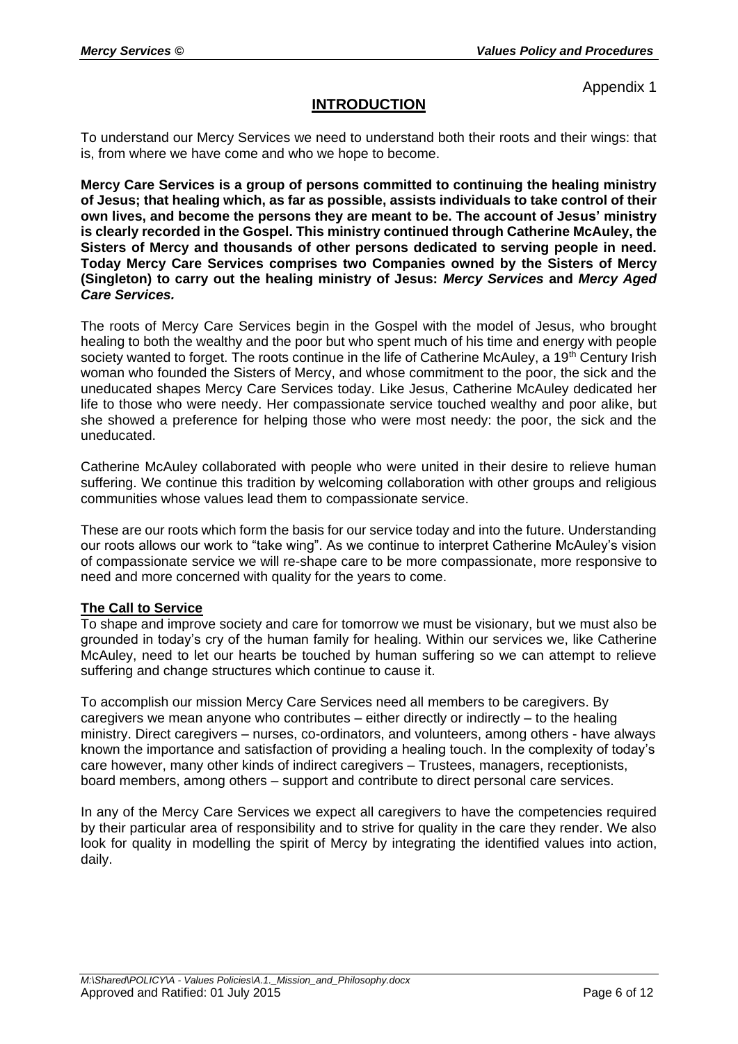Appendix 1

# INTRODUCTION

To understand our Mercy Services we need to understand both their roots and their wings: that is, from where we have come and who we hope to become.

**Mercy Care Services is a group of persons committed to continuing the healing ministry of Jesus; that healing which, as far as possible, assists individuals to take control of their own lives, and become the persons they are meant to be. The account of Jesus' ministry is clearly recorded in the Gospel. This ministry continued through Catherine McAuley, the Sisters of Mercy and thousands of other persons dedicated to serving people in need. Today Mercy Care Services comprises two Companies owned by the Sisters of Mercy (Singleton) to carry out the healing ministry of Jesus: *Mercy Services* and *Mercy Aged Care Services.***

The roots of Mercy Care Services begin in the Gospel with the model of Jesus, who brought healing to both the wealthy and the poor but who spent much of his time and energy with people society wanted to forget. The roots continue in the life of Catherine McAuley, a 19th Century Irish woman who founded the Sisters of Mercy, and whose commitment to the poor, the sick and the uneducated shapes Mercy Care Services today. Like Jesus, Catherine McAuley dedicated her life to those who were needy. Her compassionate service touched wealthy and poor alike, but she showed a preference for helping those who were most needy: the poor, the sick and the uneducated.

Catherine McAuley collaborated with people who were united in their desire to relieve human suffering. We continue this tradition by welcoming collaboration with other groups and religious communities whose values lead them to compassionate service.

These are our roots which form the basis for our service today and into the future. Understanding our roots allows our work to "take wing". As we continue to interpret Catherine McAuley's vision of compassionate service we will re-shape care to be more compassionate, more responsive to need and more concerned with quality for the years to come.

## The Call to Service

To shape and improve society and care for tomorrow we must be visionary, but we must also be grounded in today's cry of the human family for healing. Within our services we, like Catherine McAuley, need to let our hearts be touched by human suffering so we can attempt to relieve suffering and change structures which continue to cause it.

To accomplish our mission Mercy Care Services need all members to be caregivers. By caregivers we mean anyone who contributes – either directly or indirectly – to the healing ministry. Direct caregivers – nurses, co-ordinators, and volunteers, among others - have always known the importance and satisfaction of providing a healing touch. In the complexity of today's care however, many other kinds of indirect caregivers – Trustees, managers, receptionists, board members, among others – support and contribute to direct personal care services.

In any of the Mercy Care Services we expect all caregivers to have the competencies required by their particular area of responsibility and to strive for quality in the care they render. We also look for quality in modelling the spirit of Mercy by integrating the identified values into action, daily.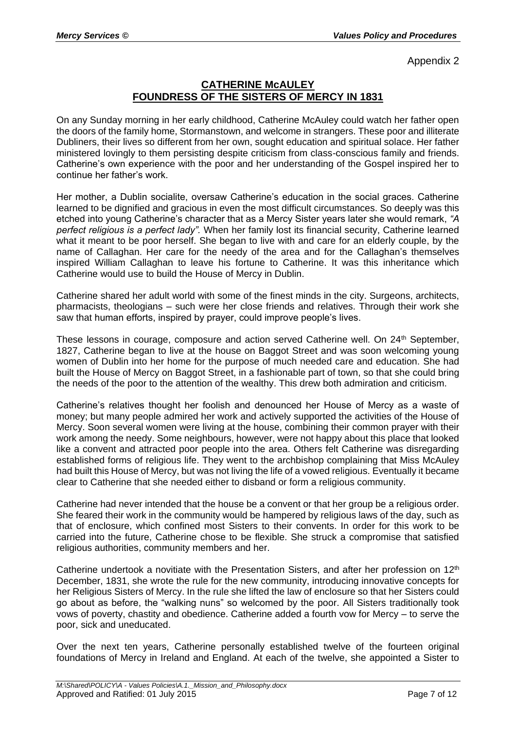Appendix 2

## CATHERINE McAULEY
## FOUNDRESS OF THE SISTERS OF MERCY IN 1831

On any Sunday morning in her early childhood, Catherine McAuley could watch her father open the doors of the family home, Stormanstown, and welcome in strangers. These poor and illiterate Dubliners, their lives so different from her own, sought education and spiritual solace. Her father ministered lovingly to them persisting despite criticism from class-conscious family and friends. Catherine's own experience with the poor and her understanding of the Gospel inspired her to continue her father's work.

Her mother, a Dublin socialite, oversaw Catherine's education in the social graces. Catherine learned to be dignified and gracious in even the most difficult circumstances. So deeply was this etched into young Catherine's character that as a Mercy Sister years later she would remark, *"A perfect religious is a perfect lady".* When her family lost its financial security, Catherine learned what it meant to be poor herself. She began to live with and care for an elderly couple, by the name of Callaghan. Her care for the needy of the area and for the Callaghan's themselves inspired William Callaghan to leave his fortune to Catherine. It was this inheritance which Catherine would use to build the House of Mercy in Dublin.

Catherine shared her adult world with some of the finest minds in the city. Surgeons, architects, pharmacists, theologians – such were her close friends and relatives. Through their work she saw that human efforts, inspired by prayer, could improve people's lives.

These lessons in courage, composure and action served Catherine well. On 24th September, 1827, Catherine began to live at the house on Baggot Street and was soon welcoming young women of Dublin into her home for the purpose of much needed care and education. She had built the House of Mercy on Baggot Street, in a fashionable part of town, so that she could bring the needs of the poor to the attention of the wealthy. This drew both admiration and criticism.

Catherine's relatives thought her foolish and denounced her House of Mercy as a waste of money; but many people admired her work and actively supported the activities of the House of Mercy. Soon several women were living at the house, combining their common prayer with their work among the needy. Some neighbours, however, were not happy about this place that looked like a convent and attracted poor people into the area. Others felt Catherine was disregarding established forms of religious life. They went to the archbishop complaining that Miss McAuley had built this House of Mercy, but was not living the life of a vowed religious. Eventually it became clear to Catherine that she needed either to disband or form a religious community.

Catherine had never intended that the house be a convent or that her group be a religious order. She feared their work in the community would be hampered by religious laws of the day, such as that of enclosure, which confined most Sisters to their convents. In order for this work to be carried into the future, Catherine chose to be flexible. She struck a compromise that satisfied religious authorities, community members and her.

Catherine undertook a novitiate with the Presentation Sisters, and after her profession on 12th December, 1831, she wrote the rule for the new community, introducing innovative concepts for her Religious Sisters of Mercy. In the rule she lifted the law of enclosure so that her Sisters could go about as before, the "walking nuns" so welcomed by the poor. All Sisters traditionally took vows of poverty, chastity and obedience. Catherine added a fourth vow for Mercy – to serve the poor, sick and uneducated.

Over the next ten years, Catherine personally established twelve of the fourteen original foundations of Mercy in Ireland and England. At each of the twelve, she appointed a Sister to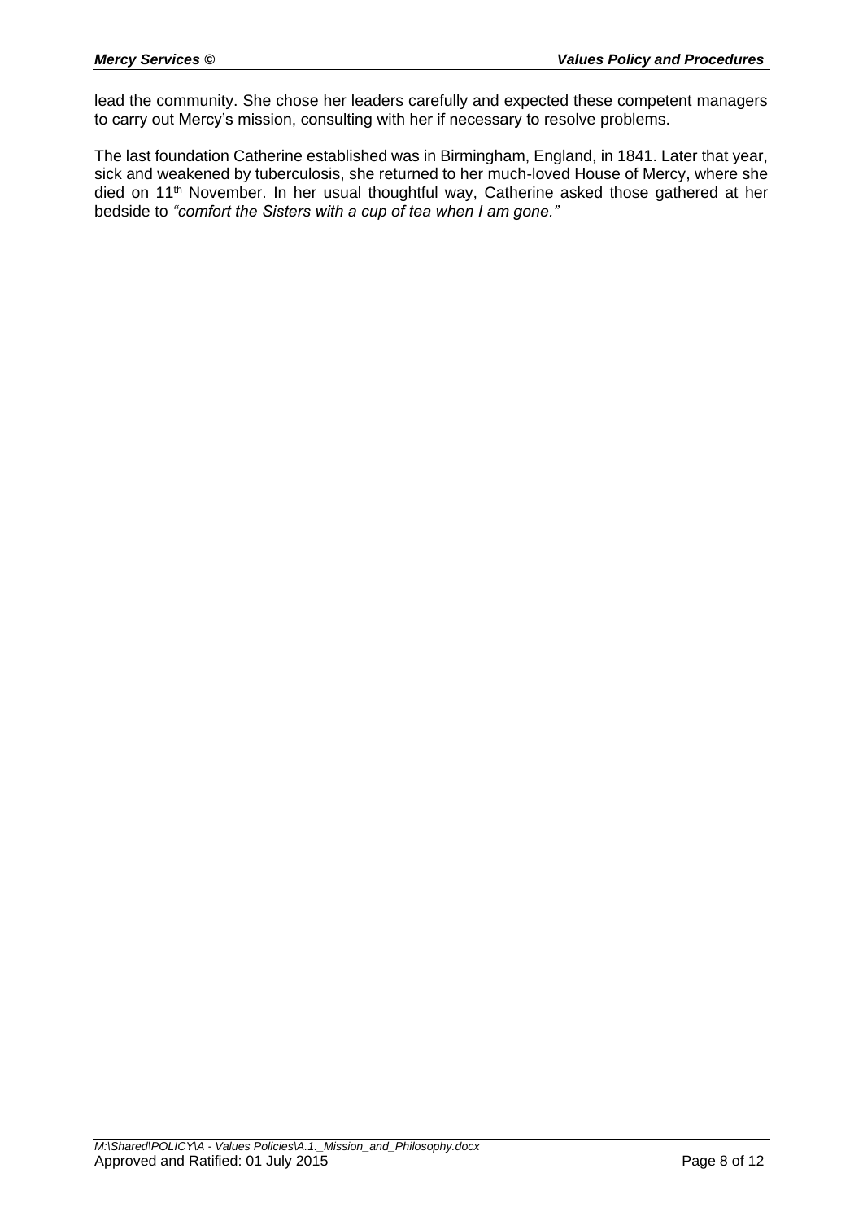lead the community. She chose her leaders carefully and expected these competent managers to carry out Mercy's mission, consulting with her if necessary to resolve problems.

The last foundation Catherine established was in Birmingham, England, in 1841. Later that year, sick and weakened by tuberculosis, she returned to her much-loved House of Mercy, where she died on 11th November. In her usual thoughtful way, Catherine asked those gathered at her bedside to *"comfort the Sisters with a cup of tea when I am gone."*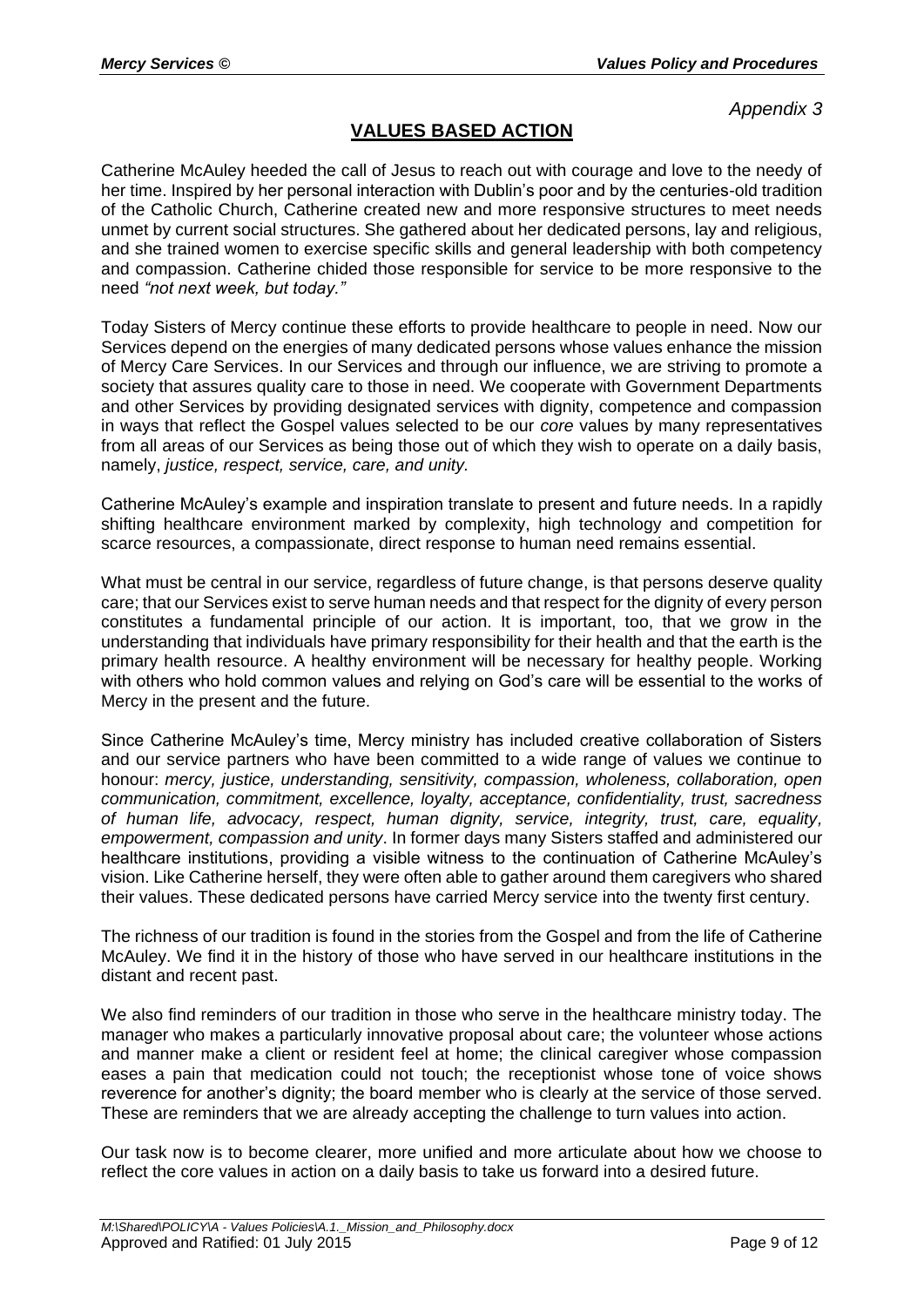*Appendix 3*

## VALUES BASED ACTION

Catherine McAuley heeded the call of Jesus to reach out with courage and love to the needy of her time. Inspired by her personal interaction with Dublin's poor and by the centuries-old tradition of the Catholic Church, Catherine created new and more responsive structures to meet needs unmet by current social structures. She gathered about her dedicated persons, lay and religious, and she trained women to exercise specific skills and general leadership with both competency and compassion. Catherine chided those responsible for service to be more responsive to the need *"not next week, but today."*

Today Sisters of Mercy continue these efforts to provide healthcare to people in need. Now our Services depend on the energies of many dedicated persons whose values enhance the mission of Mercy Care Services. In our Services and through our influence, we are striving to promote a society that assures quality care to those in need. We cooperate with Government Departments and other Services by providing designated services with dignity, competence and compassion in ways that reflect the Gospel values selected to be our *core* values by many representatives from all areas of our Services as being those out of which they wish to operate on a daily basis, namely, *justice, respect, service, care, and unity.*

Catherine McAuley's example and inspiration translate to present and future needs. In a rapidly shifting healthcare environment marked by complexity, high technology and competition for scarce resources, a compassionate, direct response to human need remains essential.

What must be central in our service, regardless of future change, is that persons deserve quality care; that our Services exist to serve human needs and that respect for the dignity of every person constitutes a fundamental principle of our action. It is important, too, that we grow in the understanding that individuals have primary responsibility for their health and that the earth is the primary health resource. A healthy environment will be necessary for healthy people. Working with others who hold common values and relying on God's care will be essential to the works of Mercy in the present and the future.

Since Catherine McAuley's time, Mercy ministry has included creative collaboration of Sisters and our service partners who have been committed to a wide range of values we continue to honour: *mercy, justice, understanding, sensitivity, compassion, wholeness, collaboration, open communication, commitment, excellence, loyalty, acceptance, confidentiality, trust, sacredness of human life, advocacy, respect, human dignity, service, integrity, trust, care, equality, empowerment, compassion and unity*. In former days many Sisters staffed and administered our healthcare institutions, providing a visible witness to the continuation of Catherine McAuley's vision. Like Catherine herself, they were often able to gather around them caregivers who shared their values. These dedicated persons have carried Mercy service into the twenty first century.

The richness of our tradition is found in the stories from the Gospel and from the life of Catherine McAuley. We find it in the history of those who have served in our healthcare institutions in the distant and recent past.

We also find reminders of our tradition in those who serve in the healthcare ministry today. The manager who makes a particularly innovative proposal about care; the volunteer whose actions and manner make a client or resident feel at home; the clinical caregiver whose compassion eases a pain that medication could not touch; the receptionist whose tone of voice shows reverence for another's dignity; the board member who is clearly at the service of those served. These are reminders that we are already accepting the challenge to turn values into action.

Our task now is to become clearer, more unified and more articulate about how we choose to reflect the core values in action on a daily basis to take us forward into a desired future.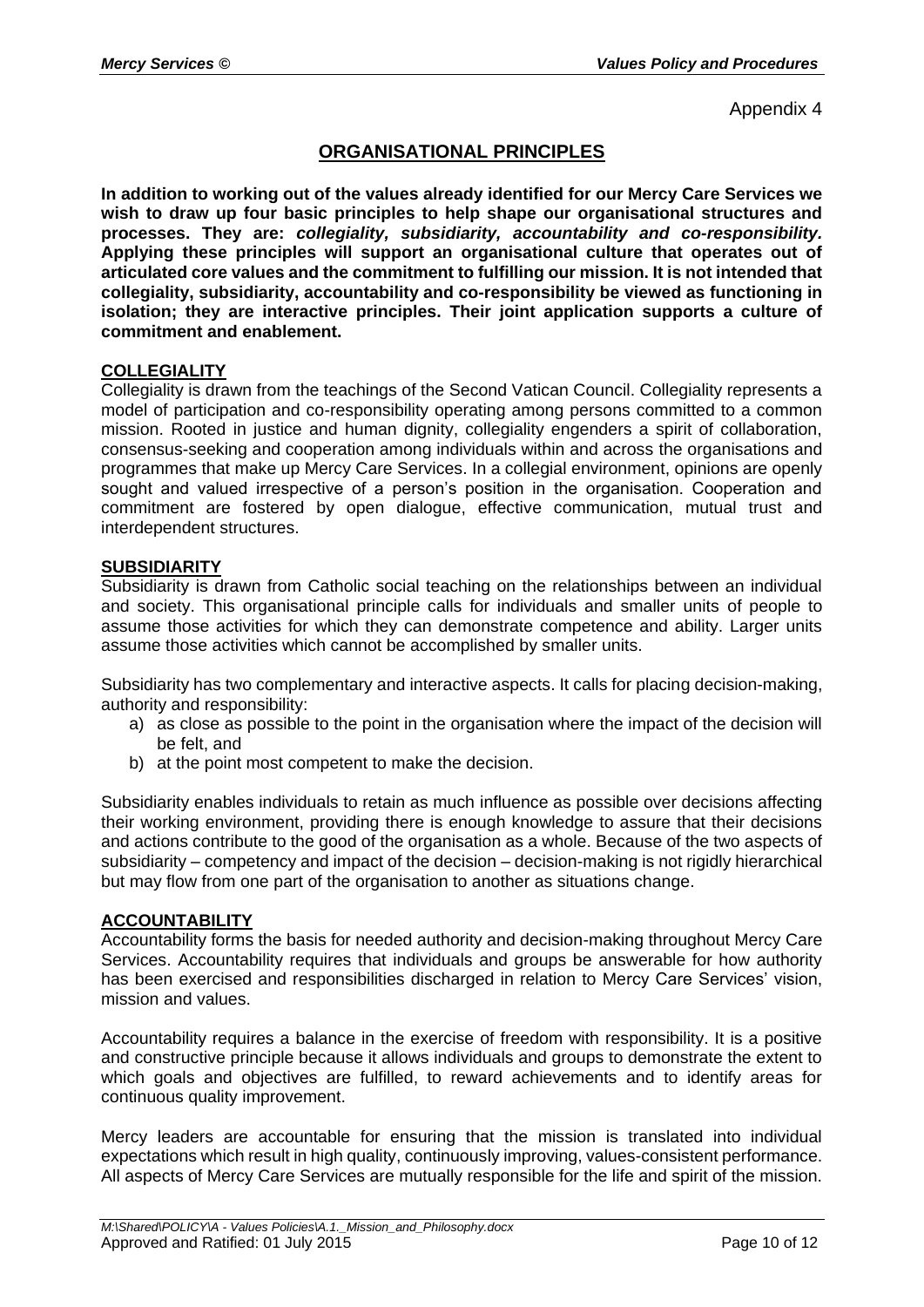Appendix 4

# ORGANISATIONAL PRINCIPLES

**In addition to working out of the values already identified for our Mercy Care Services we wish to draw up four basic principles to help shape our organisational structures and processes. They are: *collegiality, subsidiarity, accountability and co-responsibility.* Applying these principles will support an organisational culture that operates out of articulated core values and the commitment to fulfilling our mission. It is not intended that collegiality, subsidiarity, accountability and co-responsibility be viewed as functioning in isolation; they are interactive principles. Their joint application supports a culture of commitment and enablement.**

## COLLEGIALITY

Collegiality is drawn from the teachings of the Second Vatican Council. Collegiality represents a model of participation and co-responsibility operating among persons committed to a common mission. Rooted in justice and human dignity, collegiality engenders a spirit of collaboration, consensus-seeking and cooperation among individuals within and across the organisations and programmes that make up Mercy Care Services. In a collegial environment, opinions are openly sought and valued irrespective of a person's position in the organisation. Cooperation and commitment are fostered by open dialogue, effective communication, mutual trust and interdependent structures.

## SUBSIDIARITY

Subsidiarity is drawn from Catholic social teaching on the relationships between an individual and society. This organisational principle calls for individuals and smaller units of people to assume those activities for which they can demonstrate competence and ability. Larger units assume those activities which cannot be accomplished by smaller units.

Subsidiarity has two complementary and interactive aspects. It calls for placing decision-making, authority and responsibility:

a) as close as possible to the point in the organisation where the impact of the decision will be felt, and
b) at the point most competent to make the decision.

Subsidiarity enables individuals to retain as much influence as possible over decisions affecting their working environment, providing there is enough knowledge to assure that their decisions and actions contribute to the good of the organisation as a whole. Because of the two aspects of subsidiarity – competency and impact of the decision – decision-making is not rigidly hierarchical but may flow from one part of the organisation to another as situations change.

## ACCOUNTABILITY

Accountability forms the basis for needed authority and decision-making throughout Mercy Care Services. Accountability requires that individuals and groups be answerable for how authority has been exercised and responsibilities discharged in relation to Mercy Care Services' vision, mission and values.

Accountability requires a balance in the exercise of freedom with responsibility. It is a positive and constructive principle because it allows individuals and groups to demonstrate the extent to which goals and objectives are fulfilled, to reward achievements and to identify areas for continuous quality improvement.

Mercy leaders are accountable for ensuring that the mission is translated into individual expectations which result in high quality, continuously improving, values-consistent performance. All aspects of Mercy Care Services are mutually responsible for the life and spirit of the mission.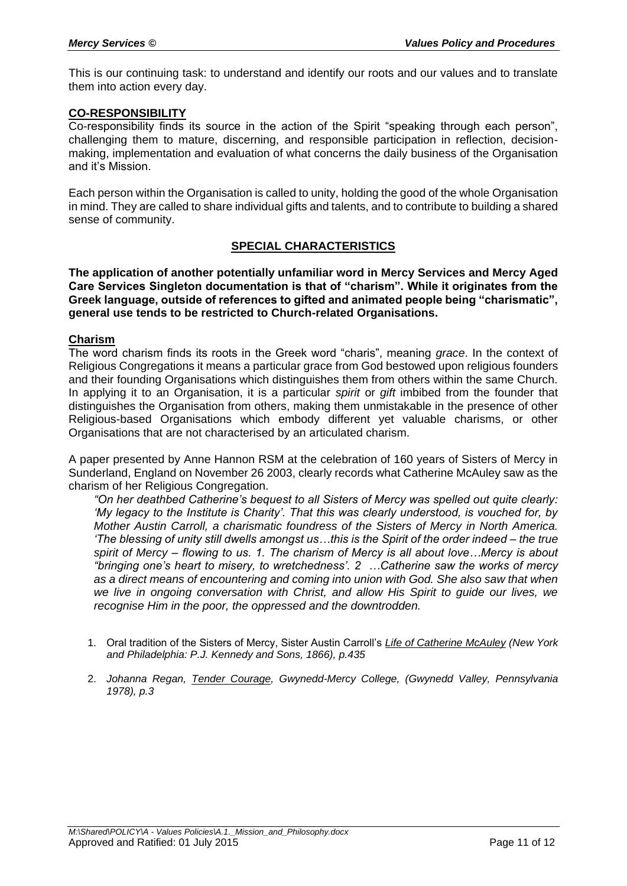This is our continuing task: to understand and identify our roots and our values and to translate them into action every day.

## CO-RESPONSIBILITY

Co-responsibility finds its source in the action of the Spirit "speaking through each person", challenging them to mature, discerning, and responsible participation in reflection, decision-making, implementation and evaluation of what concerns the daily business of the Organisation and it's Mission.

Each person within the Organisation is called to unity, holding the good of the whole Organisation in mind. They are called to share individual gifts and talents, and to contribute to building a shared sense of community.

## SPECIAL CHARACTERISTICS

**The application of another potentially unfamiliar word in Mercy Services and Mercy Aged Care Services Singleton documentation is that of "charism". While it originates from the Greek language, outside of references to gifted and animated people being "charismatic", general use tends to be restricted to Church-related Organisations.**

### Charism

The word charism finds its roots in the Greek word "charis", meaning *grace*. In the context of Religious Congregations it means a particular grace from God bestowed upon religious founders and their founding Organisations which distinguishes them from others within the same Church. In applying it to an Organisation, it is a particular *spirit* or *gift* imbibed from the founder that distinguishes the Organisation from others, making them unmistakable in the presence of other Religious-based Organisations which embody different yet valuable charisms, or other Organisations that are not characterised by an articulated charism.

A paper presented by Anne Hannon RSM at the celebration of 160 years of Sisters of Mercy in Sunderland, England on November 26 2003, clearly records what Catherine McAuley saw as the charism of her Religious Congregation.

> *"On her deathbed Catherine's bequest to all Sisters of Mercy was spelled out quite clearly: 'My legacy to the Institute is Charity'. That this was clearly understood, is vouched for, by Mother Austin Carroll, a charismatic foundress of the Sisters of Mercy in North America. 'The blessing of unity still dwells amongst us…this is the Spirit of the order indeed – the true spirit of Mercy – flowing to us. 1. The charism of Mercy is all about love…Mercy is about "bringing one's heart to misery, to wretchedness'. 2 …Catherine saw the works of mercy as a direct means of encountering and coming into union with God. She also saw that when we live in ongoing conversation with Christ, and allow His Spirit to guide our lives, we recognise Him in the poor, the oppressed and the downtrodden.*

1. Oral tradition of the Sisters of Mercy, Sister Austin Carroll's *Life of Catherine McAuley (New York and Philadelphia: P.J. Kennedy and Sons, 1866), p.435*
2. *Johanna Regan, Tender Courage, Gwynedd-Mercy College, (Gwynedd Valley, Pennsylvania 1978), p.3*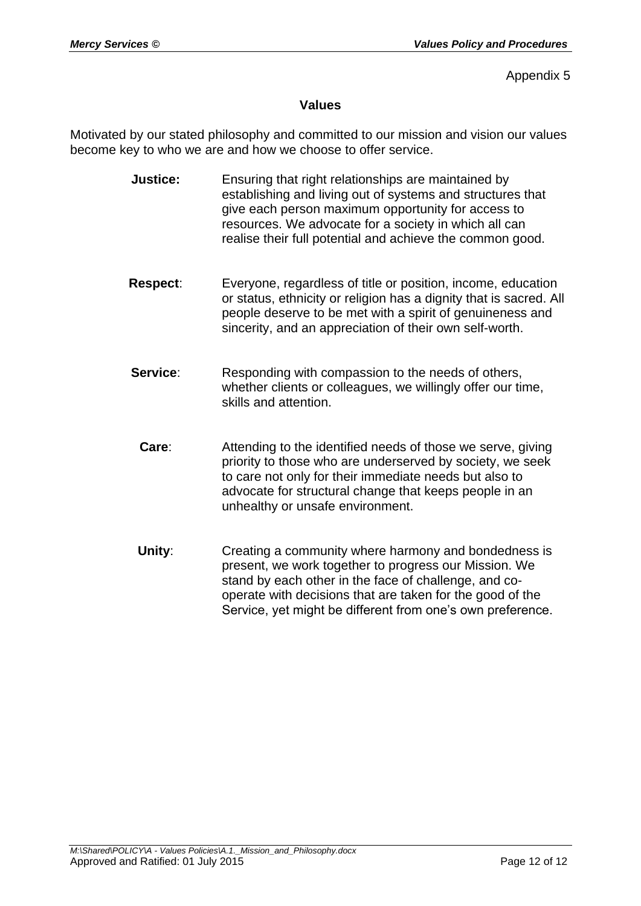Appendix 5

## Values

Motivated by our stated philosophy and committed to our mission and vision our values become key to who we are and how we choose to offer service.

**Justice:** Ensuring that right relationships are maintained by establishing and living out of systems and structures that give each person maximum opportunity for access to resources. We advocate for a society in which all can realise their full potential and achieve the common good.

**Respect**: Everyone, regardless of title or position, income, education or status, ethnicity or religion has a dignity that is sacred. All people deserve to be met with a spirit of genuineness and sincerity, and an appreciation of their own self-worth.

**Service**: Responding with compassion to the needs of others, whether clients or colleagues, we willingly offer our time, skills and attention.

**Care**: Attending to the identified needs of those we serve, giving priority to those who are underserved by society, we seek to care not only for their immediate needs but also to advocate for structural change that keeps people in an unhealthy or unsafe environment.

**Unity**: Creating a community where harmony and bondedness is present, we work together to progress our Mission. We stand by each other in the face of challenge, and co-operate with decisions that are taken for the good of the Service, yet might be different from one's own preference.